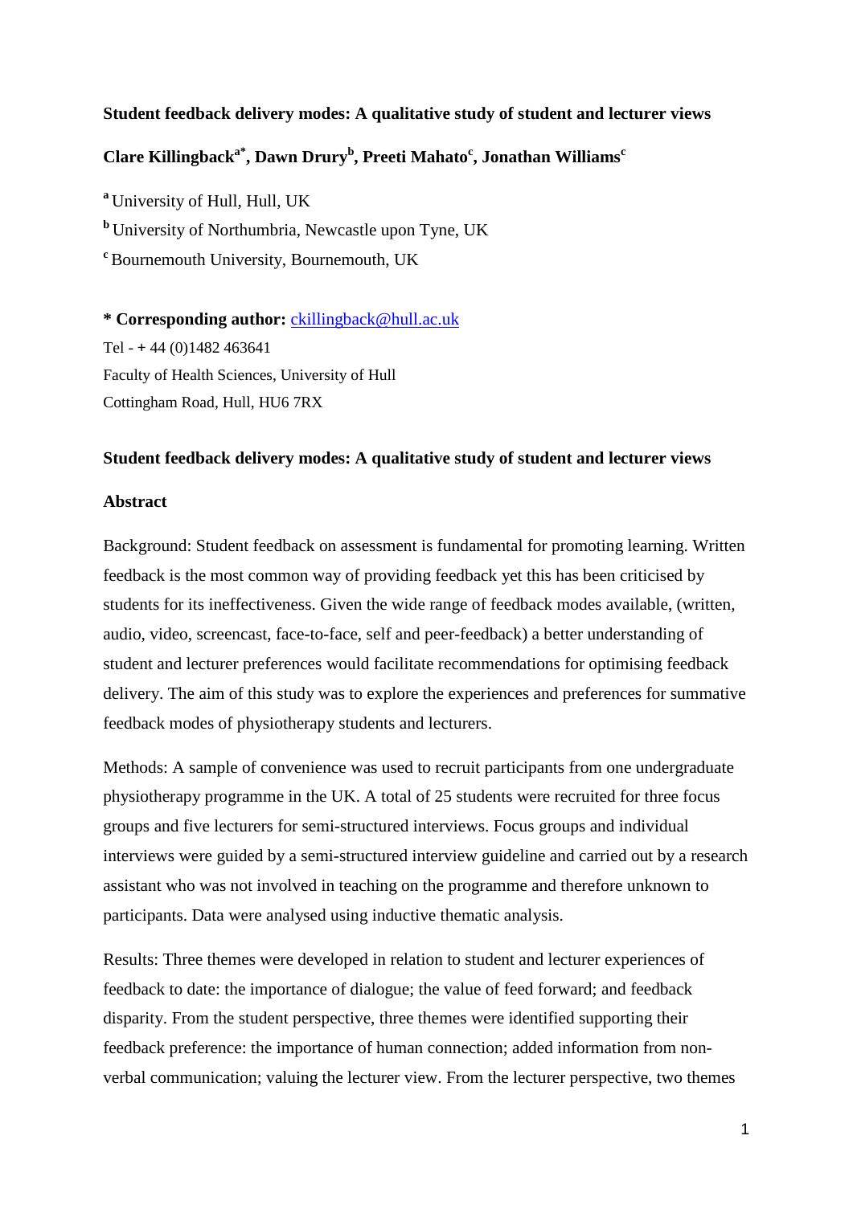**Student feedback delivery modes: A qualitative study of student and lecturer views**

**Clare Killingback[a*], Dawn Drury[b], Preeti Mahato[c], Jonathan Williams[c]**

[a] University of Hull, Hull, UK

[b] University of Northumbria, Newcastle upon Tyne, UK

[c] Bournemouth University, Bournemouth, UK

**\* Corresponding author:** ckillingback@hull.ac.uk

Tel - + 44 (0)1482 463641

Faculty of Health Sciences, University of Hull

Cottingham Road, Hull, HU6 7RX

**Student feedback delivery modes: A qualitative study of student and lecturer views**

**Abstract**

Background: Student feedback on assessment is fundamental for promoting learning. Written feedback is the most common way of providing feedback yet this has been criticised by students for its ineffectiveness. Given the wide range of feedback modes available, (written, audio, video, screencast, face-to-face, self and peer-feedback) a better understanding of student and lecturer preferences would facilitate recommendations for optimising feedback delivery. The aim of this study was to explore the experiences and preferences for summative feedback modes of physiotherapy students and lecturers.

Methods: A sample of convenience was used to recruit participants from one undergraduate physiotherapy programme in the UK. A total of 25 students were recruited for three focus groups and five lecturers for semi-structured interviews. Focus groups and individual interviews were guided by a semi-structured interview guideline and carried out by a research assistant who was not involved in teaching on the programme and therefore unknown to participants. Data were analysed using inductive thematic analysis.

Results: Three themes were developed in relation to student and lecturer experiences of feedback to date: the importance of dialogue; the value of feed forward; and feedback disparity. From the student perspective, three themes were identified supporting their feedback preference: the importance of human connection; added information from non-verbal communication; valuing the lecturer view. From the lecturer perspective, two themes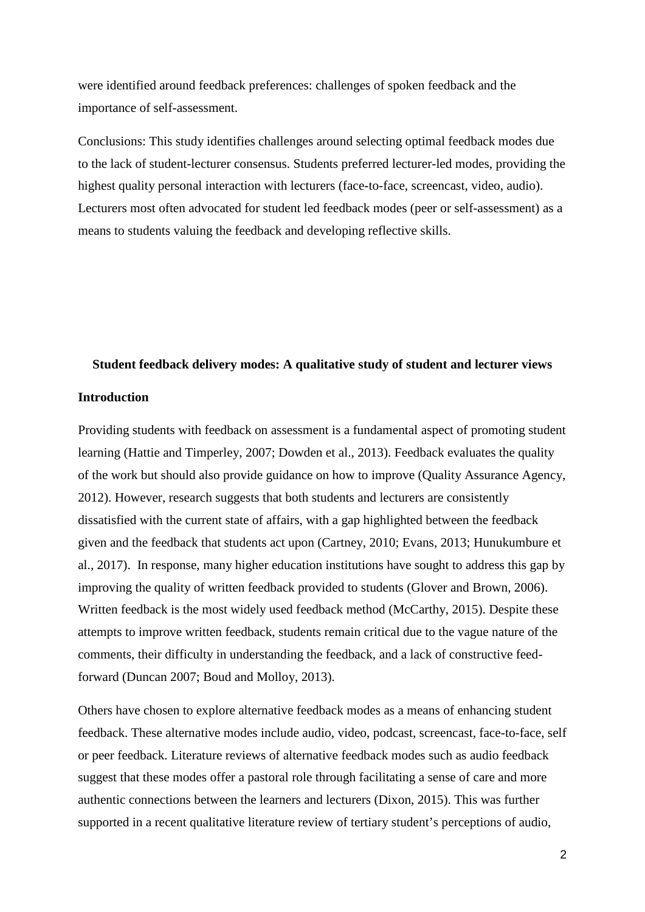were identified around feedback preferences: challenges of spoken feedback and the importance of self-assessment.

Conclusions: This study identifies challenges around selecting optimal feedback modes due to the lack of student-lecturer consensus. Students preferred lecturer-led modes, providing the highest quality personal interaction with lecturers (face-to-face, screencast, video, audio). Lecturers most often advocated for student led feedback modes (peer or self-assessment) as a means to students valuing the feedback and developing reflective skills.

**Student feedback delivery modes: A qualitative study of student and lecturer views**

## Introduction

Providing students with feedback on assessment is a fundamental aspect of promoting student learning (Hattie and Timperley, 2007; Dowden et al., 2013). Feedback evaluates the quality of the work but should also provide guidance on how to improve (Quality Assurance Agency, 2012). However, research suggests that both students and lecturers are consistently dissatisfied with the current state of affairs, with a gap highlighted between the feedback given and the feedback that students act upon (Cartney, 2010; Evans, 2013; Hunukumbure et al., 2017). In response, many higher education institutions have sought to address this gap by improving the quality of written feedback provided to students (Glover and Brown, 2006). Written feedback is the most widely used feedback method (McCarthy, 2015). Despite these attempts to improve written feedback, students remain critical due to the vague nature of the comments, their difficulty in understanding the feedback, and a lack of constructive feed-forward (Duncan 2007; Boud and Molloy, 2013).

Others have chosen to explore alternative feedback modes as a means of enhancing student feedback. These alternative modes include audio, video, podcast, screencast, face-to-face, self or peer feedback. Literature reviews of alternative feedback modes such as audio feedback suggest that these modes offer a pastoral role through facilitating a sense of care and more authentic connections between the learners and lecturers (Dixon, 2015). This was further supported in a recent qualitative literature review of tertiary student's perceptions of audio,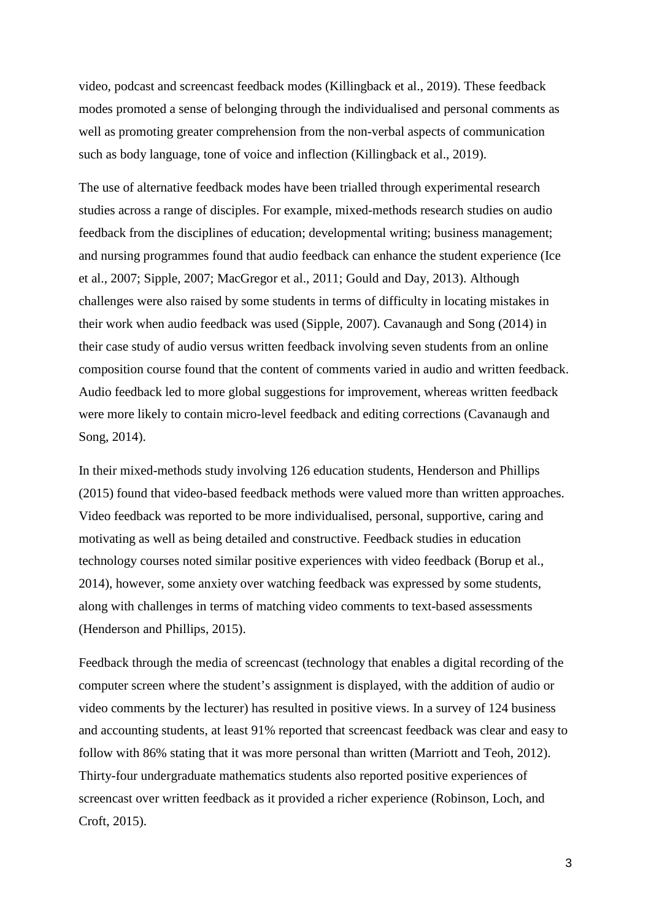video, podcast and screencast feedback modes (Killingback et al., 2019). These feedback modes promoted a sense of belonging through the individualised and personal comments as well as promoting greater comprehension from the non-verbal aspects of communication such as body language, tone of voice and inflection (Killingback et al., 2019).

The use of alternative feedback modes have been trialled through experimental research studies across a range of disciples. For example, mixed-methods research studies on audio feedback from the disciplines of education; developmental writing; business management; and nursing programmes found that audio feedback can enhance the student experience (Ice et al., 2007; Sipple, 2007; MacGregor et al., 2011; Gould and Day, 2013). Although challenges were also raised by some students in terms of difficulty in locating mistakes in their work when audio feedback was used (Sipple, 2007). Cavanaugh and Song (2014) in their case study of audio versus written feedback involving seven students from an online composition course found that the content of comments varied in audio and written feedback. Audio feedback led to more global suggestions for improvement, whereas written feedback were more likely to contain micro-level feedback and editing corrections (Cavanaugh and Song, 2014).

In their mixed-methods study involving 126 education students, Henderson and Phillips (2015) found that video-based feedback methods were valued more than written approaches. Video feedback was reported to be more individualised, personal, supportive, caring and motivating as well as being detailed and constructive. Feedback studies in education technology courses noted similar positive experiences with video feedback (Borup et al., 2014), however, some anxiety over watching feedback was expressed by some students, along with challenges in terms of matching video comments to text-based assessments (Henderson and Phillips, 2015).

Feedback through the media of screencast (technology that enables a digital recording of the computer screen where the student's assignment is displayed, with the addition of audio or video comments by the lecturer) has resulted in positive views. In a survey of 124 business and accounting students, at least 91% reported that screencast feedback was clear and easy to follow with 86% stating that it was more personal than written (Marriott and Teoh, 2012). Thirty-four undergraduate mathematics students also reported positive experiences of screencast over written feedback as it provided a richer experience (Robinson, Loch, and Croft, 2015).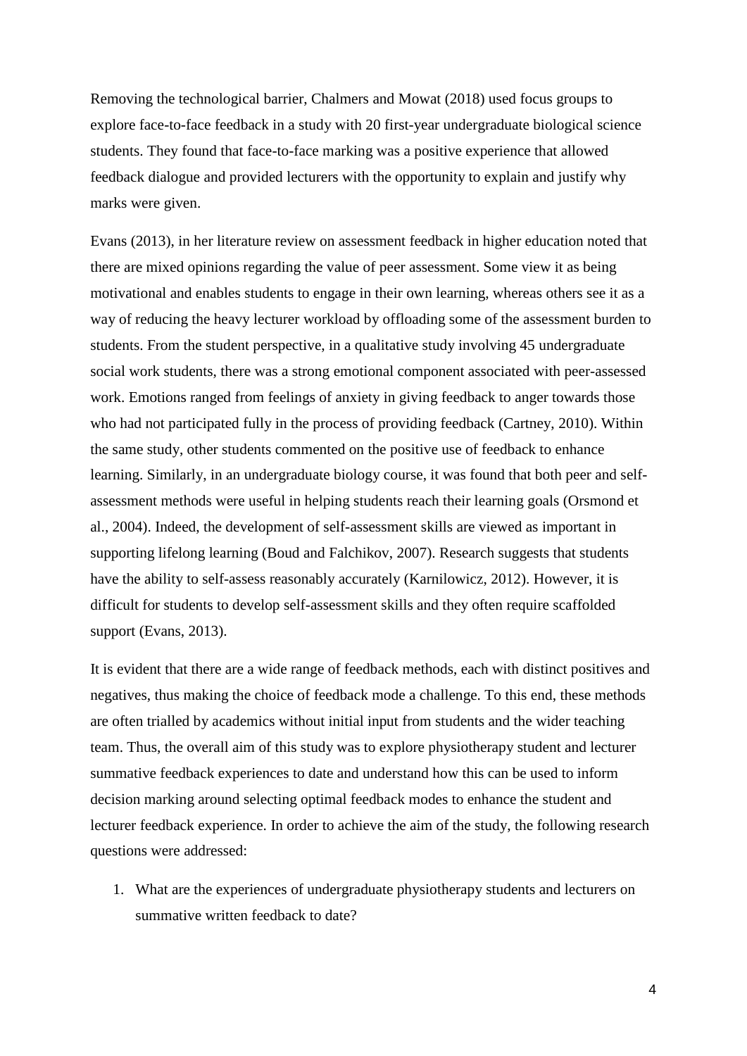Removing the technological barrier, Chalmers and Mowat (2018) used focus groups to explore face-to-face feedback in a study with 20 first-year undergraduate biological science students. They found that face-to-face marking was a positive experience that allowed feedback dialogue and provided lecturers with the opportunity to explain and justify why marks were given.

Evans (2013), in her literature review on assessment feedback in higher education noted that there are mixed opinions regarding the value of peer assessment. Some view it as being motivational and enables students to engage in their own learning, whereas others see it as a way of reducing the heavy lecturer workload by offloading some of the assessment burden to students. From the student perspective, in a qualitative study involving 45 undergraduate social work students, there was a strong emotional component associated with peer-assessed work. Emotions ranged from feelings of anxiety in giving feedback to anger towards those who had not participated fully in the process of providing feedback (Cartney, 2010). Within the same study, other students commented on the positive use of feedback to enhance learning. Similarly, in an undergraduate biology course, it was found that both peer and self-assessment methods were useful in helping students reach their learning goals (Orsmond et al., 2004). Indeed, the development of self-assessment skills are viewed as important in supporting lifelong learning (Boud and Falchikov, 2007). Research suggests that students have the ability to self-assess reasonably accurately (Karnilowicz, 2012). However, it is difficult for students to develop self-assessment skills and they often require scaffolded support (Evans, 2013).

It is evident that there are a wide range of feedback methods, each with distinct positives and negatives, thus making the choice of feedback mode a challenge. To this end, these methods are often trialled by academics without initial input from students and the wider teaching team. Thus, the overall aim of this study was to explore physiotherapy student and lecturer summative feedback experiences to date and understand how this can be used to inform decision marking around selecting optimal feedback modes to enhance the student and lecturer feedback experience. In order to achieve the aim of the study, the following research questions were addressed:

1. What are the experiences of undergraduate physiotherapy students and lecturers on summative written feedback to date?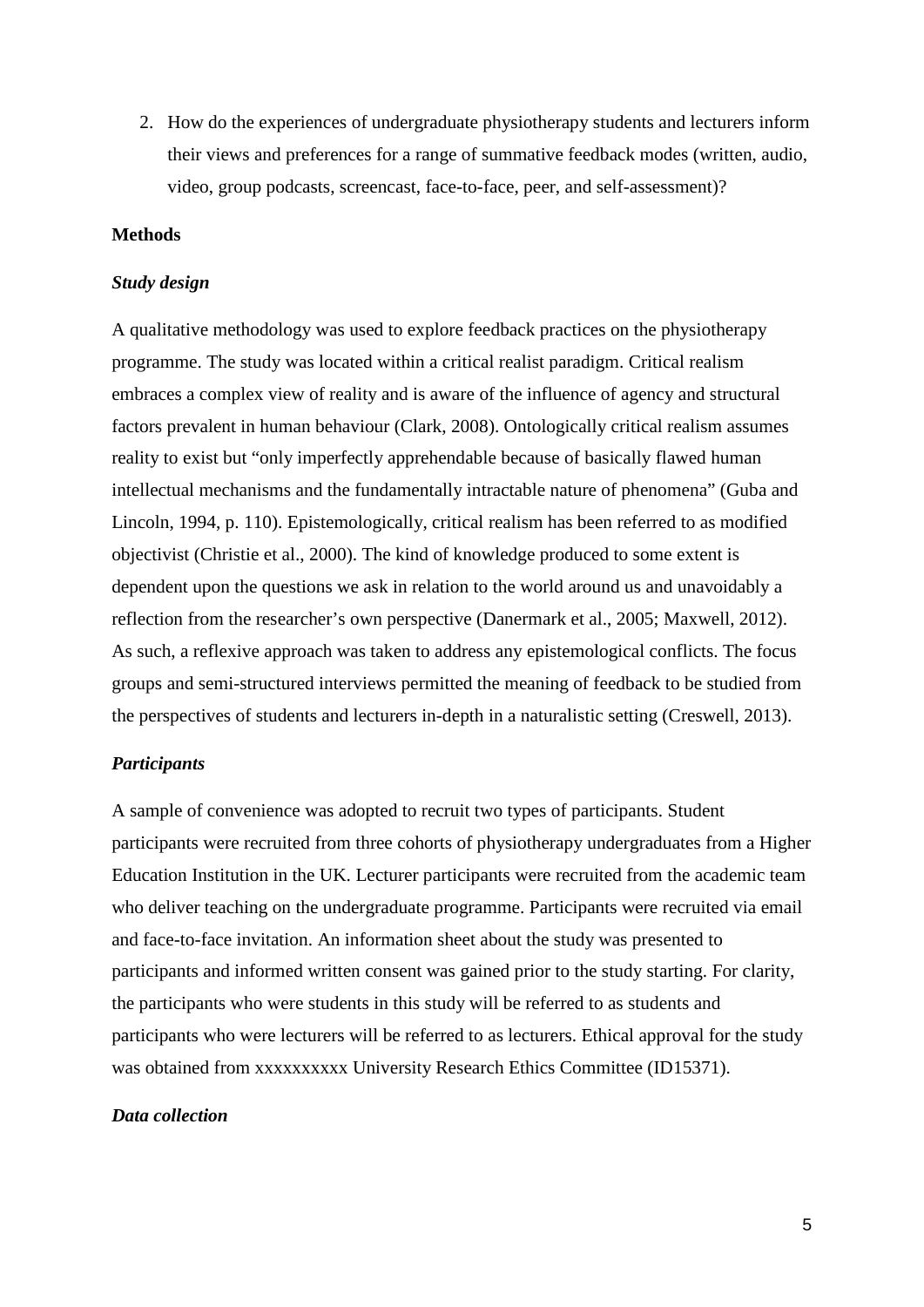2. How do the experiences of undergraduate physiotherapy students and lecturers inform their views and preferences for a range of summative feedback modes (written, audio, video, group podcasts, screencast, face-to-face, peer, and self-assessment)?

## Methods

### *Study design*

A qualitative methodology was used to explore feedback practices on the physiotherapy programme. The study was located within a critical realist paradigm. Critical realism embraces a complex view of reality and is aware of the influence of agency and structural factors prevalent in human behaviour (Clark, 2008). Ontologically critical realism assumes reality to exist but "only imperfectly apprehendable because of basically flawed human intellectual mechanisms and the fundamentally intractable nature of phenomena" (Guba and Lincoln, 1994, p. 110). Epistemologically, critical realism has been referred to as modified objectivist (Christie et al., 2000). The kind of knowledge produced to some extent is dependent upon the questions we ask in relation to the world around us and unavoidably a reflection from the researcher's own perspective (Danermark et al., 2005; Maxwell, 2012). As such, a reflexive approach was taken to address any epistemological conflicts. The focus groups and semi-structured interviews permitted the meaning of feedback to be studied from the perspectives of students and lecturers in-depth in a naturalistic setting (Creswell, 2013).

### *Participants*

A sample of convenience was adopted to recruit two types of participants. Student participants were recruited from three cohorts of physiotherapy undergraduates from a Higher Education Institution in the UK. Lecturer participants were recruited from the academic team who deliver teaching on the undergraduate programme. Participants were recruited via email and face-to-face invitation. An information sheet about the study was presented to participants and informed written consent was gained prior to the study starting. For clarity, the participants who were students in this study will be referred to as students and participants who were lecturers will be referred to as lecturers. Ethical approval for the study was obtained from xxxxxxxxxx University Research Ethics Committee (ID15371).

### *Data collection*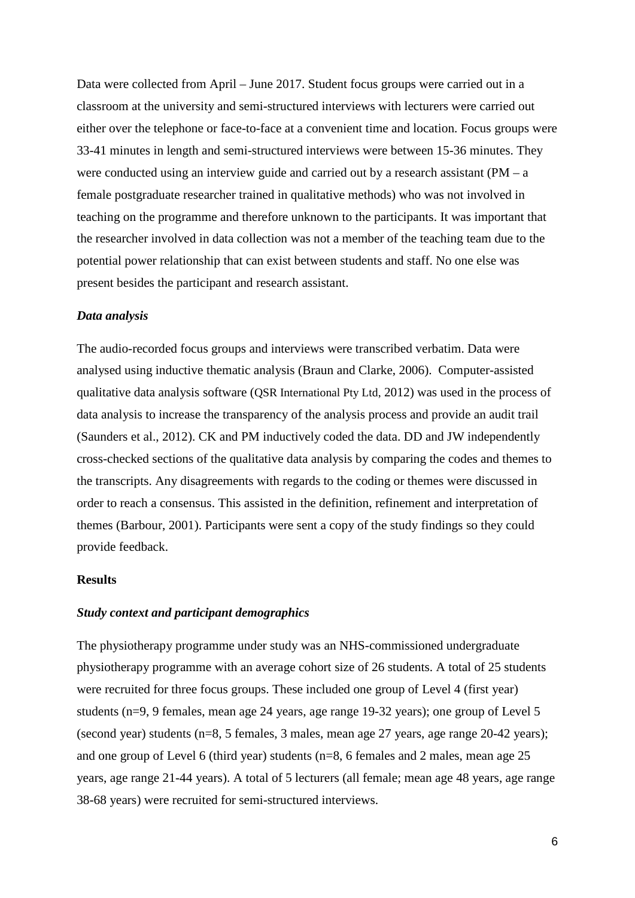Data were collected from April – June 2017. Student focus groups were carried out in a classroom at the university and semi-structured interviews with lecturers were carried out either over the telephone or face-to-face at a convenient time and location. Focus groups were 33-41 minutes in length and semi-structured interviews were between 15-36 minutes. They were conducted using an interview guide and carried out by a research assistant (PM – a female postgraduate researcher trained in qualitative methods) who was not involved in teaching on the programme and therefore unknown to the participants. It was important that the researcher involved in data collection was not a member of the teaching team due to the potential power relationship that can exist between students and staff. No one else was present besides the participant and research assistant.

### *Data analysis*

The audio-recorded focus groups and interviews were transcribed verbatim. Data were analysed using inductive thematic analysis (Braun and Clarke, 2006). Computer-assisted qualitative data analysis software (QSR International Pty Ltd, 2012) was used in the process of data analysis to increase the transparency of the analysis process and provide an audit trail (Saunders et al., 2012). CK and PM inductively coded the data. DD and JW independently cross-checked sections of the qualitative data analysis by comparing the codes and themes to the transcripts. Any disagreements with regards to the coding or themes were discussed in order to reach a consensus. This assisted in the definition, refinement and interpretation of themes (Barbour, 2001). Participants were sent a copy of the study findings so they could provide feedback.

## Results

### *Study context and participant demographics*

The physiotherapy programme under study was an NHS-commissioned undergraduate physiotherapy programme with an average cohort size of 26 students. A total of 25 students were recruited for three focus groups. These included one group of Level 4 (first year) students (n=9, 9 females, mean age 24 years, age range 19-32 years); one group of Level 5 (second year) students (n=8, 5 females, 3 males, mean age 27 years, age range 20-42 years); and one group of Level 6 (third year) students (n=8, 6 females and 2 males, mean age 25 years, age range 21-44 years). A total of 5 lecturers (all female; mean age 48 years, age range 38-68 years) were recruited for semi-structured interviews.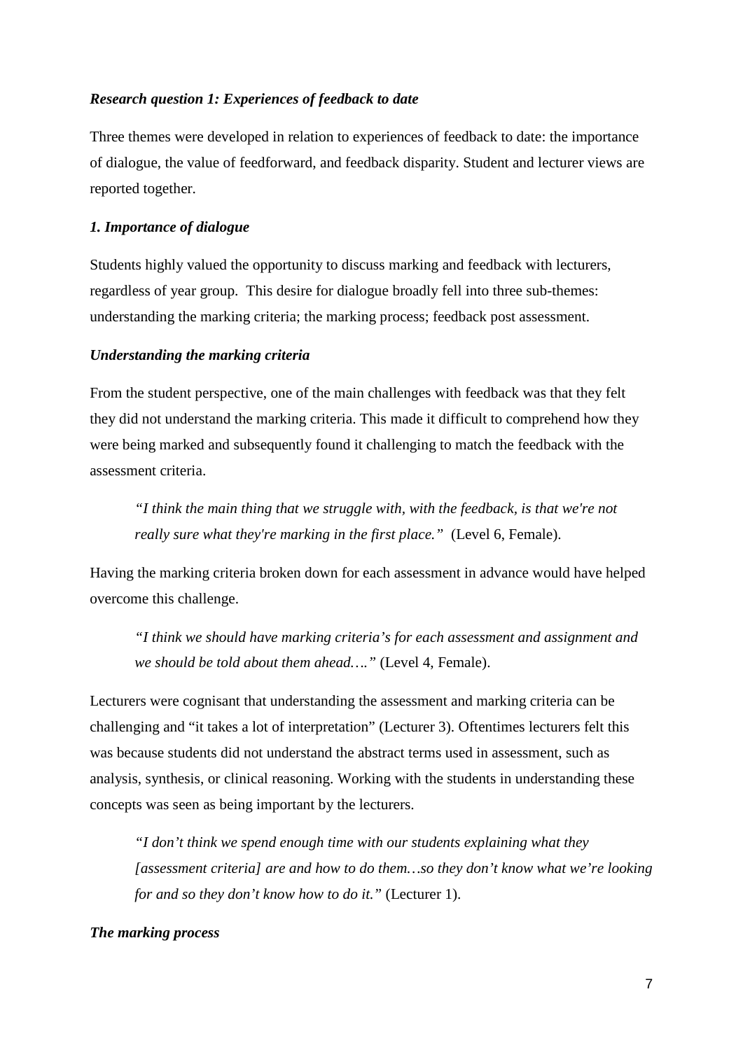*Research question 1: Experiences of feedback to date*

Three themes were developed in relation to experiences of feedback to date: the importance of dialogue, the value of feedforward, and feedback disparity. Student and lecturer views are reported together.

***1. Importance of dialogue***

Students highly valued the opportunity to discuss marking and feedback with lecturers, regardless of year group. This desire for dialogue broadly fell into three sub-themes: understanding the marking criteria; the marking process; feedback post assessment.

***Understanding the marking criteria***

From the student perspective, one of the main challenges with feedback was that they felt they did not understand the marking criteria. This made it difficult to comprehend how they were being marked and subsequently found it challenging to match the feedback with the assessment criteria.

> *"I think the main thing that we struggle with, with the feedback, is that we're not really sure what they're marking in the first place."* (Level 6, Female).

Having the marking criteria broken down for each assessment in advance would have helped overcome this challenge.

> *"I think we should have marking criteria's for each assessment and assignment and we should be told about them ahead…."* (Level 4, Female).

Lecturers were cognisant that understanding the assessment and marking criteria can be challenging and "it takes a lot of interpretation" (Lecturer 3). Oftentimes lecturers felt this was because students did not understand the abstract terms used in assessment, such as analysis, synthesis, or clinical reasoning. Working with the students in understanding these concepts was seen as being important by the lecturers.

> *"I don't think we spend enough time with our students explaining what they [assessment criteria] are and how to do them…so they don't know what we're looking for and so they don't know how to do it."* (Lecturer 1).

***The marking process***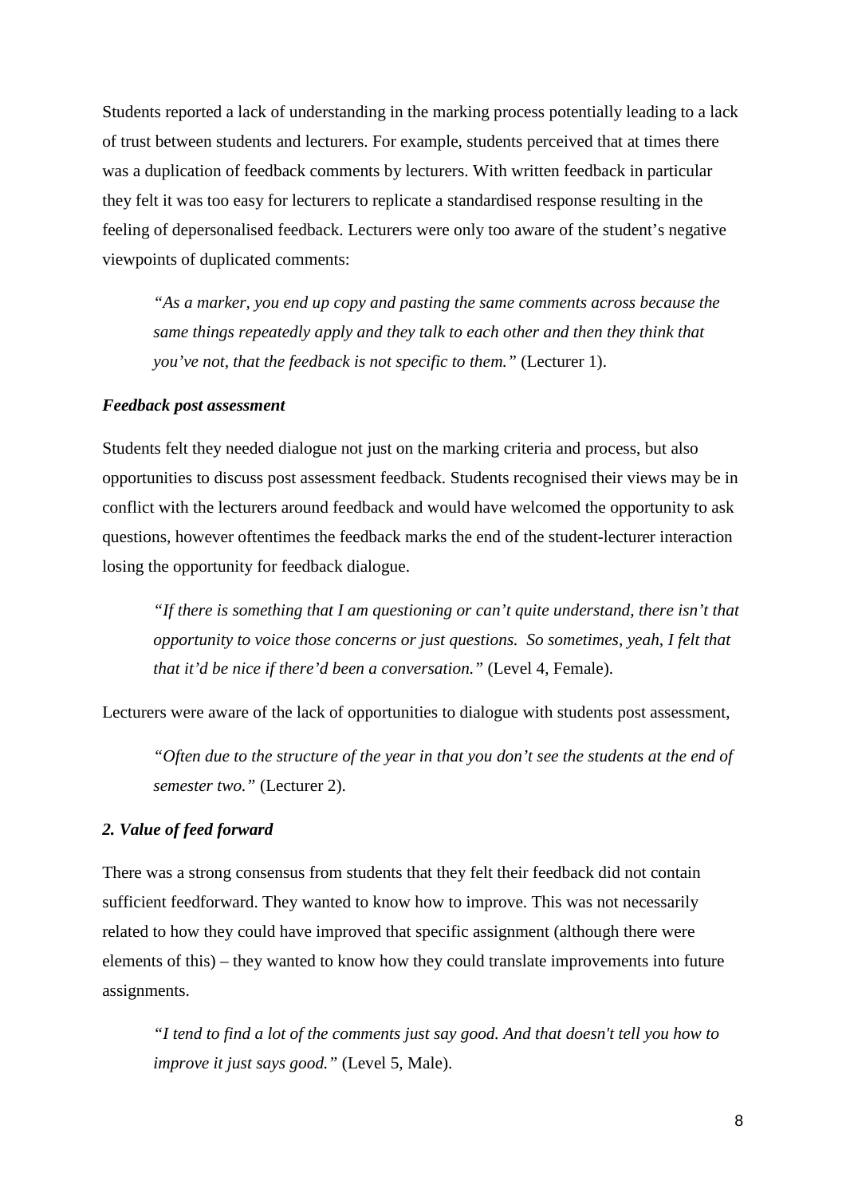Students reported a lack of understanding in the marking process potentially leading to a lack of trust between students and lecturers. For example, students perceived that at times there was a duplication of feedback comments by lecturers. With written feedback in particular they felt it was too easy for lecturers to replicate a standardised response resulting in the feeling of depersonalised feedback. Lecturers were only too aware of the student's negative viewpoints of duplicated comments:

> *"As a marker, you end up copy and pasting the same comments across because the same things repeatedly apply and they talk to each other and then they think that you've not, that the feedback is not specific to them."* (Lecturer 1).

***Feedback post assessment***

Students felt they needed dialogue not just on the marking criteria and process, but also opportunities to discuss post assessment feedback. Students recognised their views may be in conflict with the lecturers around feedback and would have welcomed the opportunity to ask questions, however oftentimes the feedback marks the end of the student-lecturer interaction losing the opportunity for feedback dialogue.

> *"If there is something that I am questioning or can't quite understand, there isn't that opportunity to voice those concerns or just questions. So sometimes, yeah, I felt that that it'd be nice if there'd been a conversation."* (Level 4, Female).

Lecturers were aware of the lack of opportunities to dialogue with students post assessment,

> *"Often due to the structure of the year in that you don't see the students at the end of semester two."* (Lecturer 2).

***2. Value of feed forward***

There was a strong consensus from students that they felt their feedback did not contain sufficient feedforward. They wanted to know how to improve. This was not necessarily related to how they could have improved that specific assignment (although there were elements of this) – they wanted to know how they could translate improvements into future assignments.

> *"I tend to find a lot of the comments just say good. And that doesn't tell you how to improve it just says good."* (Level 5, Male).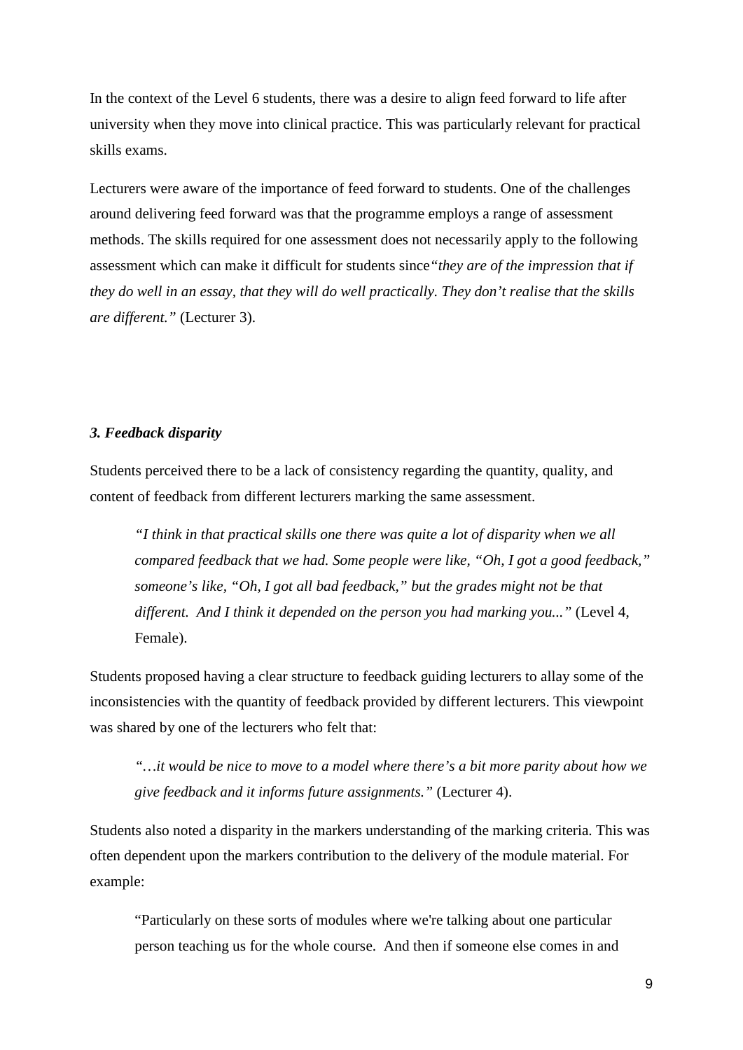In the context of the Level 6 students, there was a desire to align feed forward to life after university when they move into clinical practice. This was particularly relevant for practical skills exams.

Lecturers were aware of the importance of feed forward to students. One of the challenges around delivering feed forward was that the programme employs a range of assessment methods. The skills required for one assessment does not necessarily apply to the following assessment which can make it difficult for students since *"they are of the impression that if they do well in an essay, that they will do well practically. They don't realise that the skills are different."* (Lecturer 3).

### *3. Feedback disparity*

Students perceived there to be a lack of consistency regarding the quantity, quality, and content of feedback from different lecturers marking the same assessment.

> *"I think in that practical skills one there was quite a lot of disparity when we all compared feedback that we had. Some people were like, "Oh, I got a good feedback," someone's like, "Oh, I got all bad feedback," but the grades might not be that different. And I think it depended on the person you had marking you..."* (Level 4, Female).

Students proposed having a clear structure to feedback guiding lecturers to allay some of the inconsistencies with the quantity of feedback provided by different lecturers. This viewpoint was shared by one of the lecturers who felt that:

> *"…it would be nice to move to a model where there's a bit more parity about how we give feedback and it informs future assignments."* (Lecturer 4).

Students also noted a disparity in the markers understanding of the marking criteria. This was often dependent upon the markers contribution to the delivery of the module material. For example:

> "Particularly on these sorts of modules where we're talking about one particular person teaching us for the whole course. And then if someone else comes in and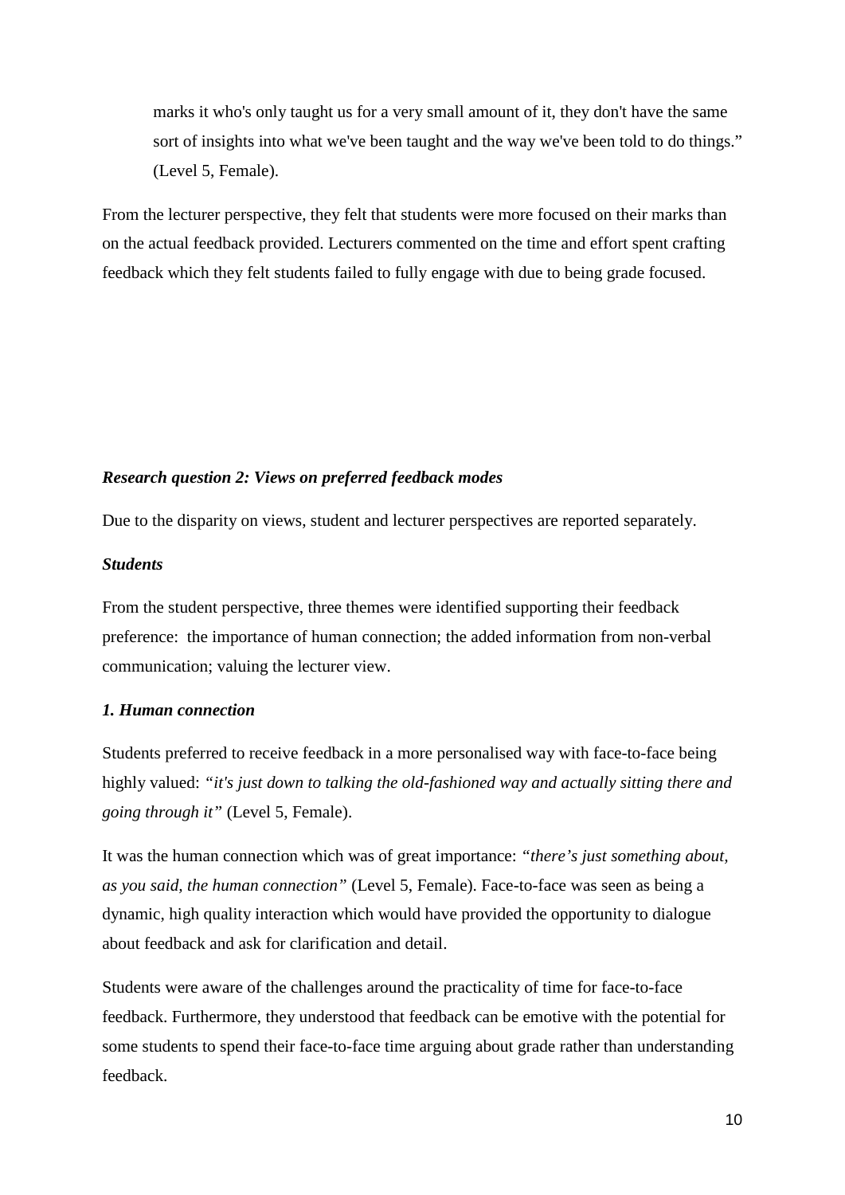> marks it who's only taught us for a very small amount of it, they don't have the same sort of insights into what we've been taught and the way we've been told to do things." (Level 5, Female).

From the lecturer perspective, they felt that students were more focused on their marks than on the actual feedback provided. Lecturers commented on the time and effort spent crafting feedback which they felt students failed to fully engage with due to being grade focused.

### *Research question 2: Views on preferred feedback modes*

Due to the disparity on views, student and lecturer perspectives are reported separately.

#### *Students*

From the student perspective, three themes were identified supporting their feedback preference: the importance of human connection; the added information from non-verbal communication; valuing the lecturer view.

#### *1. Human connection*

Students preferred to receive feedback in a more personalised way with face-to-face being highly valued: *"it's just down to talking the old-fashioned way and actually sitting there and going through it"* (Level 5, Female).

It was the human connection which was of great importance: *"there's just something about, as you said, the human connection"* (Level 5, Female). Face-to-face was seen as being a dynamic, high quality interaction which would have provided the opportunity to dialogue about feedback and ask for clarification and detail.

Students were aware of the challenges around the practicality of time for face-to-face feedback. Furthermore, they understood that feedback can be emotive with the potential for some students to spend their face-to-face time arguing about grade rather than understanding feedback.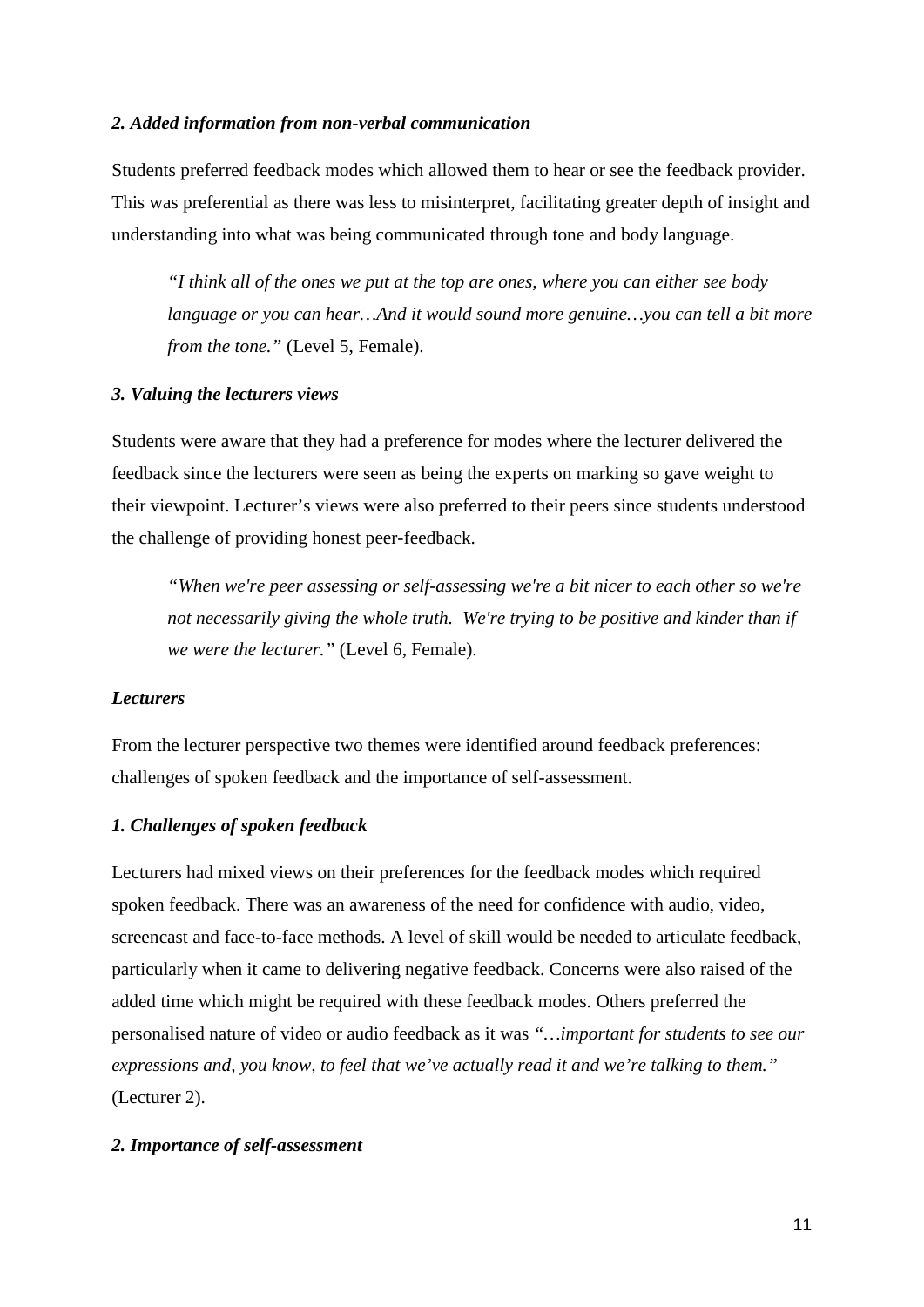### *2. Added information from non-verbal communication*

Students preferred feedback modes which allowed them to hear or see the feedback provider. This was preferential as there was less to misinterpret, facilitating greater depth of insight and understanding into what was being communicated through tone and body language.

> *"I think all of the ones we put at the top are ones, where you can either see body language or you can hear…And it would sound more genuine…you can tell a bit more from the tone."* (Level 5, Female).

### *3. Valuing the lecturers views*

Students were aware that they had a preference for modes where the lecturer delivered the feedback since the lecturers were seen as being the experts on marking so gave weight to their viewpoint. Lecturer's views were also preferred to their peers since students understood the challenge of providing honest peer-feedback.

> *"When we're peer assessing or self-assessing we're a bit nicer to each other so we're not necessarily giving the whole truth. We're trying to be positive and kinder than if we were the lecturer."* (Level 6, Female).

### *Lecturers*

From the lecturer perspective two themes were identified around feedback preferences: challenges of spoken feedback and the importance of self-assessment.

### *1. Challenges of spoken feedback*

Lecturers had mixed views on their preferences for the feedback modes which required spoken feedback. There was an awareness of the need for confidence with audio, video, screencast and face-to-face methods. A level of skill would be needed to articulate feedback, particularly when it came to delivering negative feedback. Concerns were also raised of the added time which might be required with these feedback modes. Others preferred the personalised nature of video or audio feedback as it was *"…important for students to see our expressions and, you know, to feel that we've actually read it and we're talking to them."* (Lecturer 2).

### *2. Importance of self-assessment*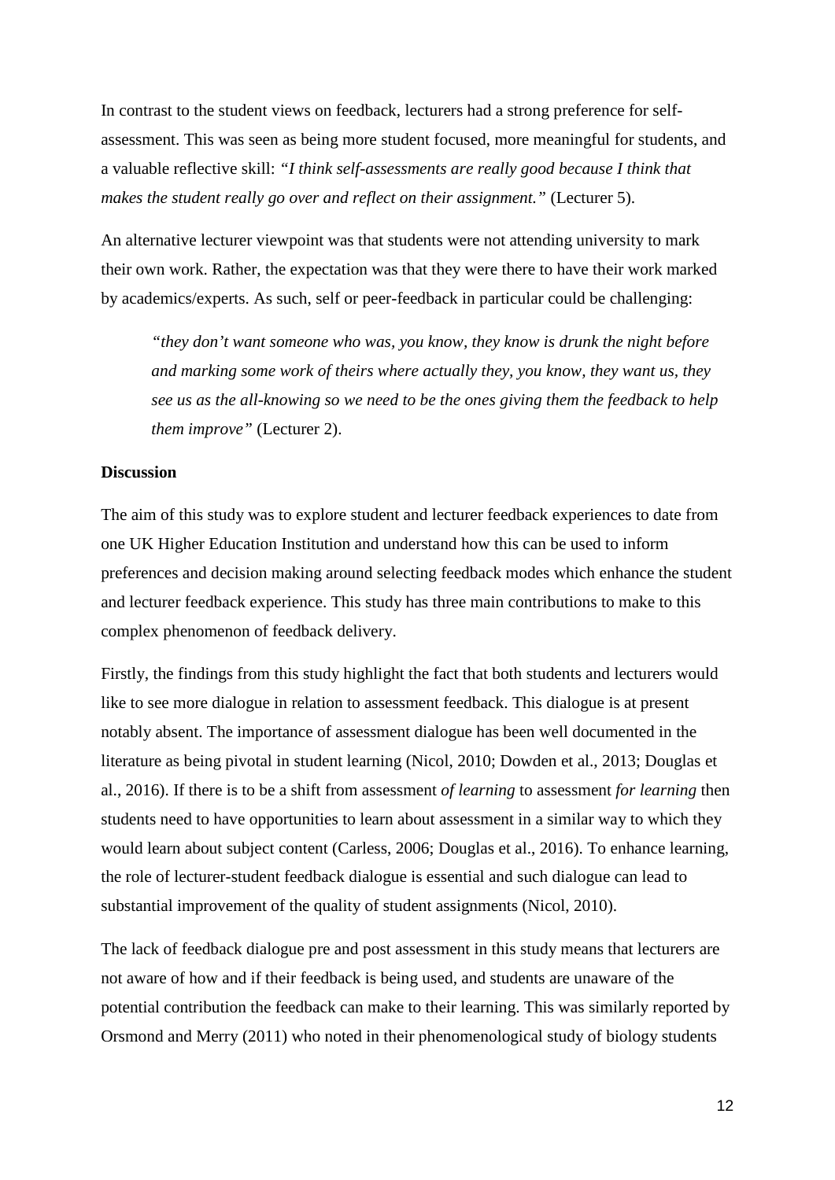In contrast to the student views on feedback, lecturers had a strong preference for self-assessment. This was seen as being more student focused, more meaningful for students, and a valuable reflective skill: *"I think self-assessments are really good because I think that makes the student really go over and reflect on their assignment."* (Lecturer 5).

An alternative lecturer viewpoint was that students were not attending university to mark their own work. Rather, the expectation was that they were there to have their work marked by academics/experts. As such, self or peer-feedback in particular could be challenging:

> *"they don't want someone who was, you know, they know is drunk the night before and marking some work of theirs where actually they, you know, they want us, they see us as the all-knowing so we need to be the ones giving them the feedback to help them improve"* (Lecturer 2).

**Discussion**

The aim of this study was to explore student and lecturer feedback experiences to date from one UK Higher Education Institution and understand how this can be used to inform preferences and decision making around selecting feedback modes which enhance the student and lecturer feedback experience. This study has three main contributions to make to this complex phenomenon of feedback delivery.

Firstly, the findings from this study highlight the fact that both students and lecturers would like to see more dialogue in relation to assessment feedback. This dialogue is at present notably absent. The importance of assessment dialogue has been well documented in the literature as being pivotal in student learning (Nicol, 2010; Dowden et al., 2013; Douglas et al., 2016). If there is to be a shift from assessment *of learning* to assessment *for learning* then students need to have opportunities to learn about assessment in a similar way to which they would learn about subject content (Carless, 2006; Douglas et al., 2016). To enhance learning, the role of lecturer-student feedback dialogue is essential and such dialogue can lead to substantial improvement of the quality of student assignments (Nicol, 2010).

The lack of feedback dialogue pre and post assessment in this study means that lecturers are not aware of how and if their feedback is being used, and students are unaware of the potential contribution the feedback can make to their learning. This was similarly reported by Orsmond and Merry (2011) who noted in their phenomenological study of biology students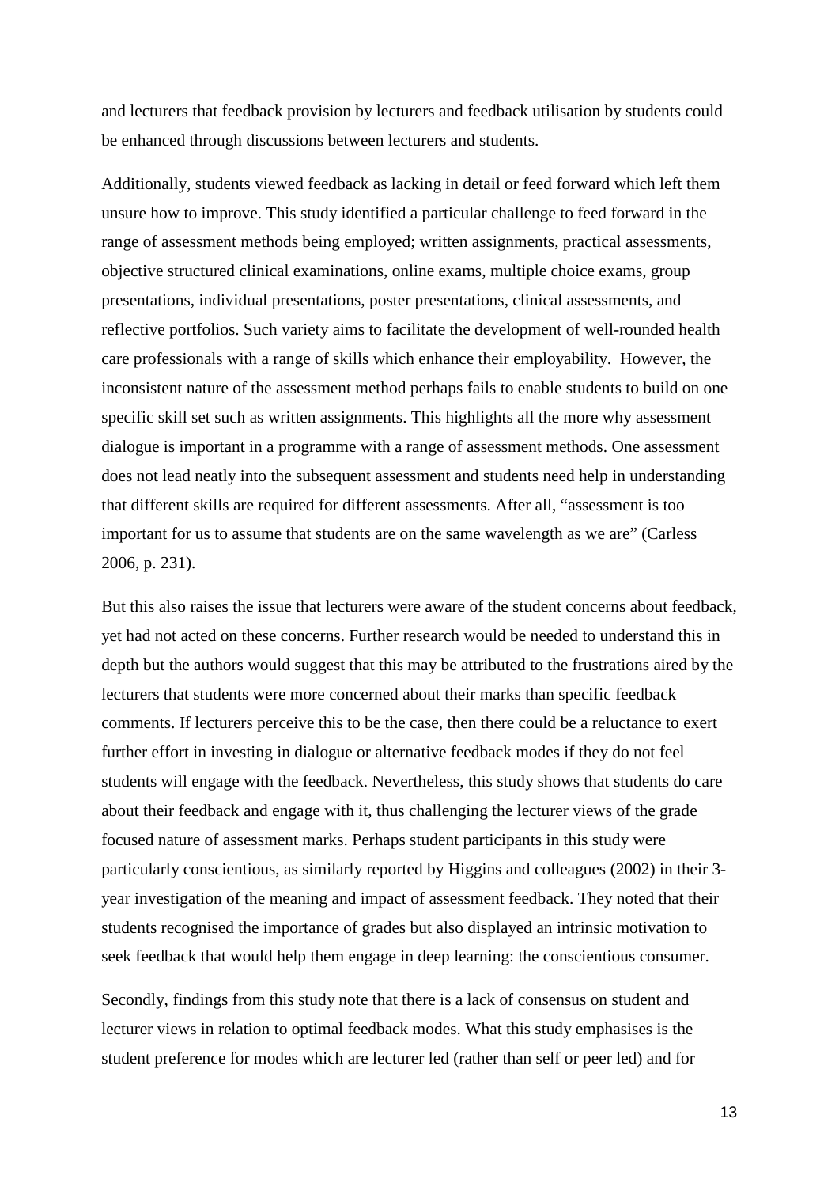and lecturers that feedback provision by lecturers and feedback utilisation by students could be enhanced through discussions between lecturers and students.

Additionally, students viewed feedback as lacking in detail or feed forward which left them unsure how to improve. This study identified a particular challenge to feed forward in the range of assessment methods being employed; written assignments, practical assessments, objective structured clinical examinations, online exams, multiple choice exams, group presentations, individual presentations, poster presentations, clinical assessments, and reflective portfolios. Such variety aims to facilitate the development of well-rounded health care professionals with a range of skills which enhance their employability. However, the inconsistent nature of the assessment method perhaps fails to enable students to build on one specific skill set such as written assignments. This highlights all the more why assessment dialogue is important in a programme with a range of assessment methods. One assessment does not lead neatly into the subsequent assessment and students need help in understanding that different skills are required for different assessments. After all, "assessment is too important for us to assume that students are on the same wavelength as we are" (Carless 2006, p. 231).

But this also raises the issue that lecturers were aware of the student concerns about feedback, yet had not acted on these concerns. Further research would be needed to understand this in depth but the authors would suggest that this may be attributed to the frustrations aired by the lecturers that students were more concerned about their marks than specific feedback comments. If lecturers perceive this to be the case, then there could be a reluctance to exert further effort in investing in dialogue or alternative feedback modes if they do not feel students will engage with the feedback. Nevertheless, this study shows that students do care about their feedback and engage with it, thus challenging the lecturer views of the grade focused nature of assessment marks. Perhaps student participants in this study were particularly conscientious, as similarly reported by Higgins and colleagues (2002) in their 3-year investigation of the meaning and impact of assessment feedback. They noted that their students recognised the importance of grades but also displayed an intrinsic motivation to seek feedback that would help them engage in deep learning: the conscientious consumer.

Secondly, findings from this study note that there is a lack of consensus on student and lecturer views in relation to optimal feedback modes. What this study emphasises is the student preference for modes which are lecturer led (rather than self or peer led) and for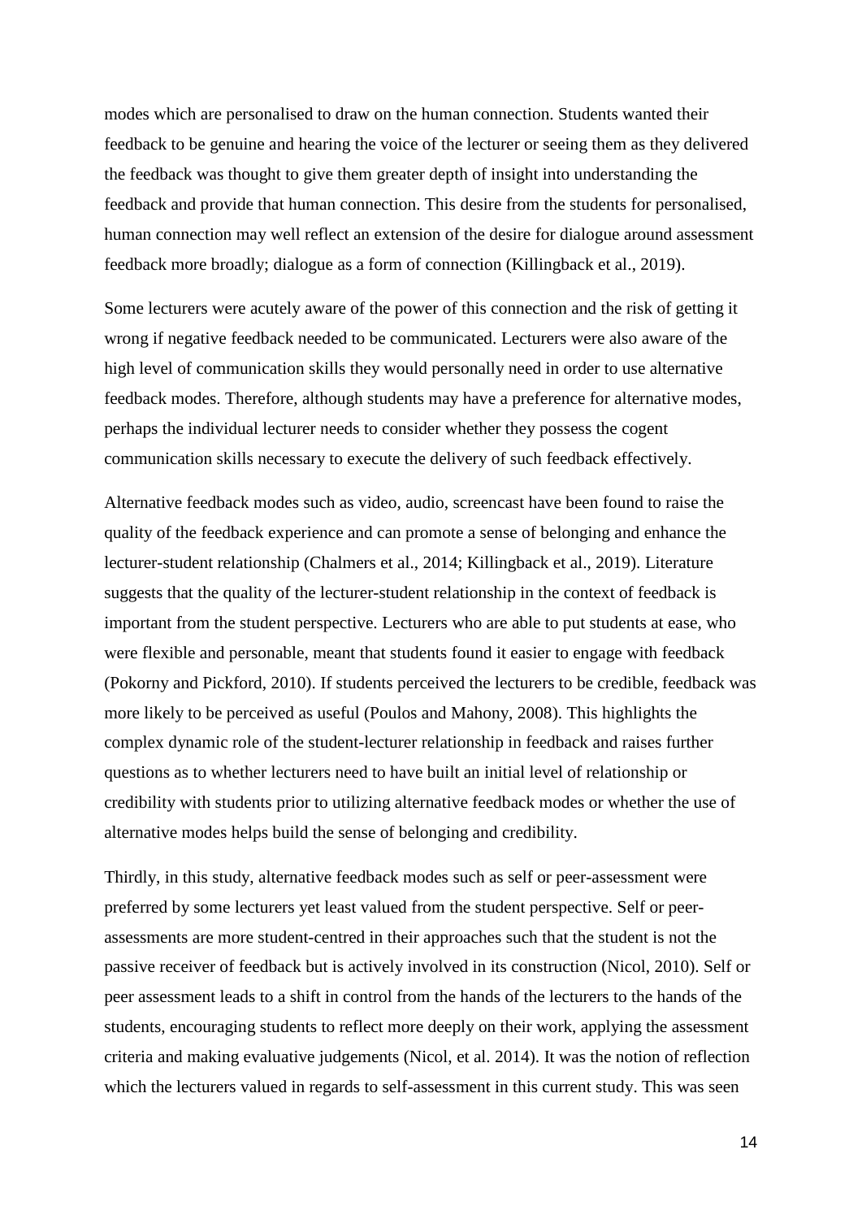modes which are personalised to draw on the human connection. Students wanted their feedback to be genuine and hearing the voice of the lecturer or seeing them as they delivered the feedback was thought to give them greater depth of insight into understanding the feedback and provide that human connection. This desire from the students for personalised, human connection may well reflect an extension of the desire for dialogue around assessment feedback more broadly; dialogue as a form of connection (Killingback et al., 2019).

Some lecturers were acutely aware of the power of this connection and the risk of getting it wrong if negative feedback needed to be communicated. Lecturers were also aware of the high level of communication skills they would personally need in order to use alternative feedback modes. Therefore, although students may have a preference for alternative modes, perhaps the individual lecturer needs to consider whether they possess the cogent communication skills necessary to execute the delivery of such feedback effectively.

Alternative feedback modes such as video, audio, screencast have been found to raise the quality of the feedback experience and can promote a sense of belonging and enhance the lecturer-student relationship (Chalmers et al., 2014; Killingback et al., 2019). Literature suggests that the quality of the lecturer-student relationship in the context of feedback is important from the student perspective. Lecturers who are able to put students at ease, who were flexible and personable, meant that students found it easier to engage with feedback (Pokorny and Pickford, 2010). If students perceived the lecturers to be credible, feedback was more likely to be perceived as useful (Poulos and Mahony, 2008). This highlights the complex dynamic role of the student-lecturer relationship in feedback and raises further questions as to whether lecturers need to have built an initial level of relationship or credibility with students prior to utilizing alternative feedback modes or whether the use of alternative modes helps build the sense of belonging and credibility.

Thirdly, in this study, alternative feedback modes such as self or peer-assessment were preferred by some lecturers yet least valued from the student perspective. Self or peer-assessments are more student-centred in their approaches such that the student is not the passive receiver of feedback but is actively involved in its construction (Nicol, 2010). Self or peer assessment leads to a shift in control from the hands of the lecturers to the hands of the students, encouraging students to reflect more deeply on their work, applying the assessment criteria and making evaluative judgements (Nicol, et al. 2014). It was the notion of reflection which the lecturers valued in regards to self-assessment in this current study. This was seen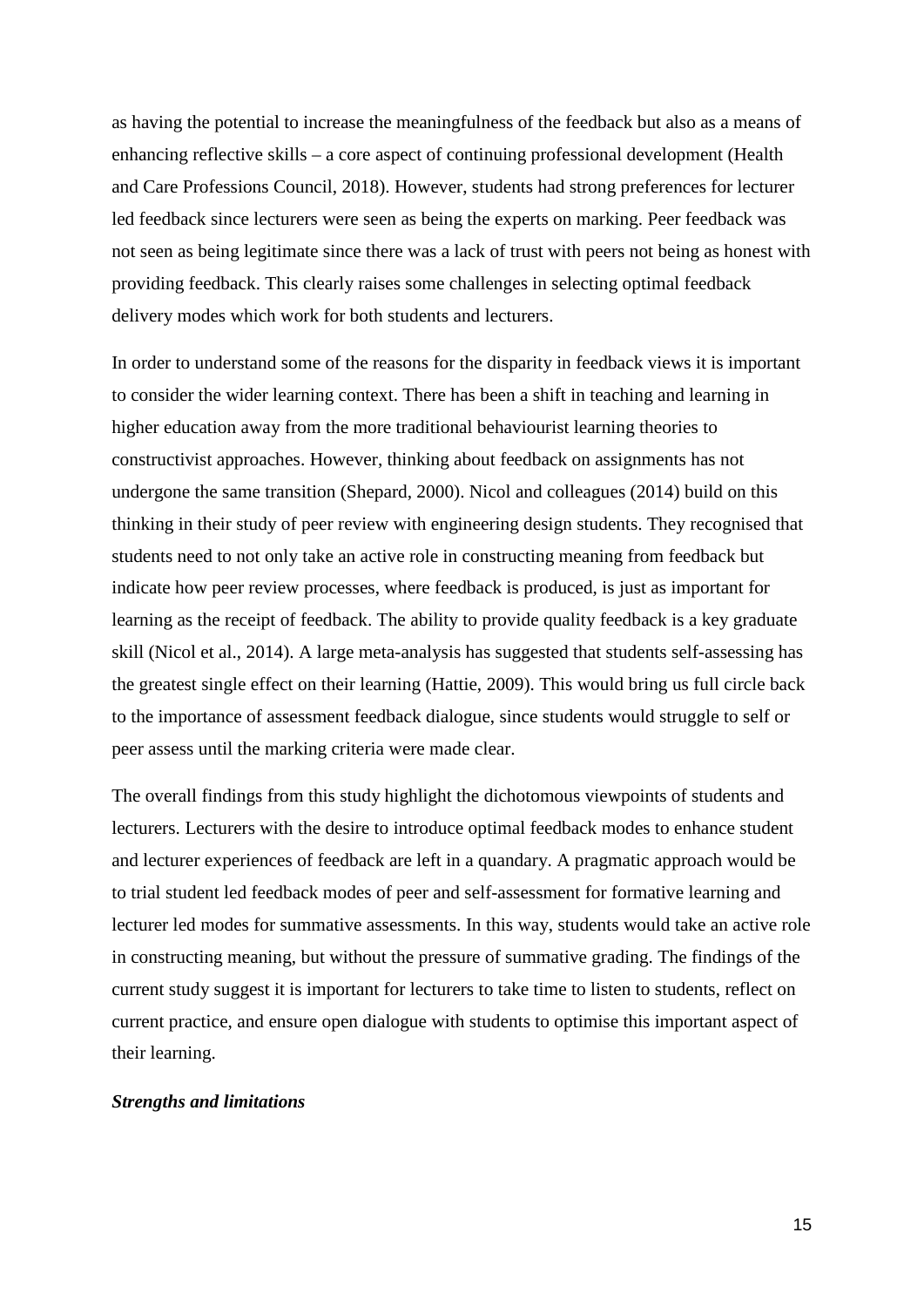as having the potential to increase the meaningfulness of the feedback but also as a means of enhancing reflective skills – a core aspect of continuing professional development (Health and Care Professions Council, 2018). However, students had strong preferences for lecturer led feedback since lecturers were seen as being the experts on marking. Peer feedback was not seen as being legitimate since there was a lack of trust with peers not being as honest with providing feedback. This clearly raises some challenges in selecting optimal feedback delivery modes which work for both students and lecturers.

In order to understand some of the reasons for the disparity in feedback views it is important to consider the wider learning context. There has been a shift in teaching and learning in higher education away from the more traditional behaviourist learning theories to constructivist approaches. However, thinking about feedback on assignments has not undergone the same transition (Shepard, 2000). Nicol and colleagues (2014) build on this thinking in their study of peer review with engineering design students. They recognised that students need to not only take an active role in constructing meaning from feedback but indicate how peer review processes, where feedback is produced, is just as important for learning as the receipt of feedback. The ability to provide quality feedback is a key graduate skill (Nicol et al., 2014). A large meta-analysis has suggested that students self-assessing has the greatest single effect on their learning (Hattie, 2009). This would bring us full circle back to the importance of assessment feedback dialogue, since students would struggle to self or peer assess until the marking criteria were made clear.

The overall findings from this study highlight the dichotomous viewpoints of students and lecturers. Lecturers with the desire to introduce optimal feedback modes to enhance student and lecturer experiences of feedback are left in a quandary. A pragmatic approach would be to trial student led feedback modes of peer and self-assessment for formative learning and lecturer led modes for summative assessments. In this way, students would take an active role in constructing meaning, but without the pressure of summative grading. The findings of the current study suggest it is important for lecturers to take time to listen to students, reflect on current practice, and ensure open dialogue with students to optimise this important aspect of their learning.

***Strengths and limitations***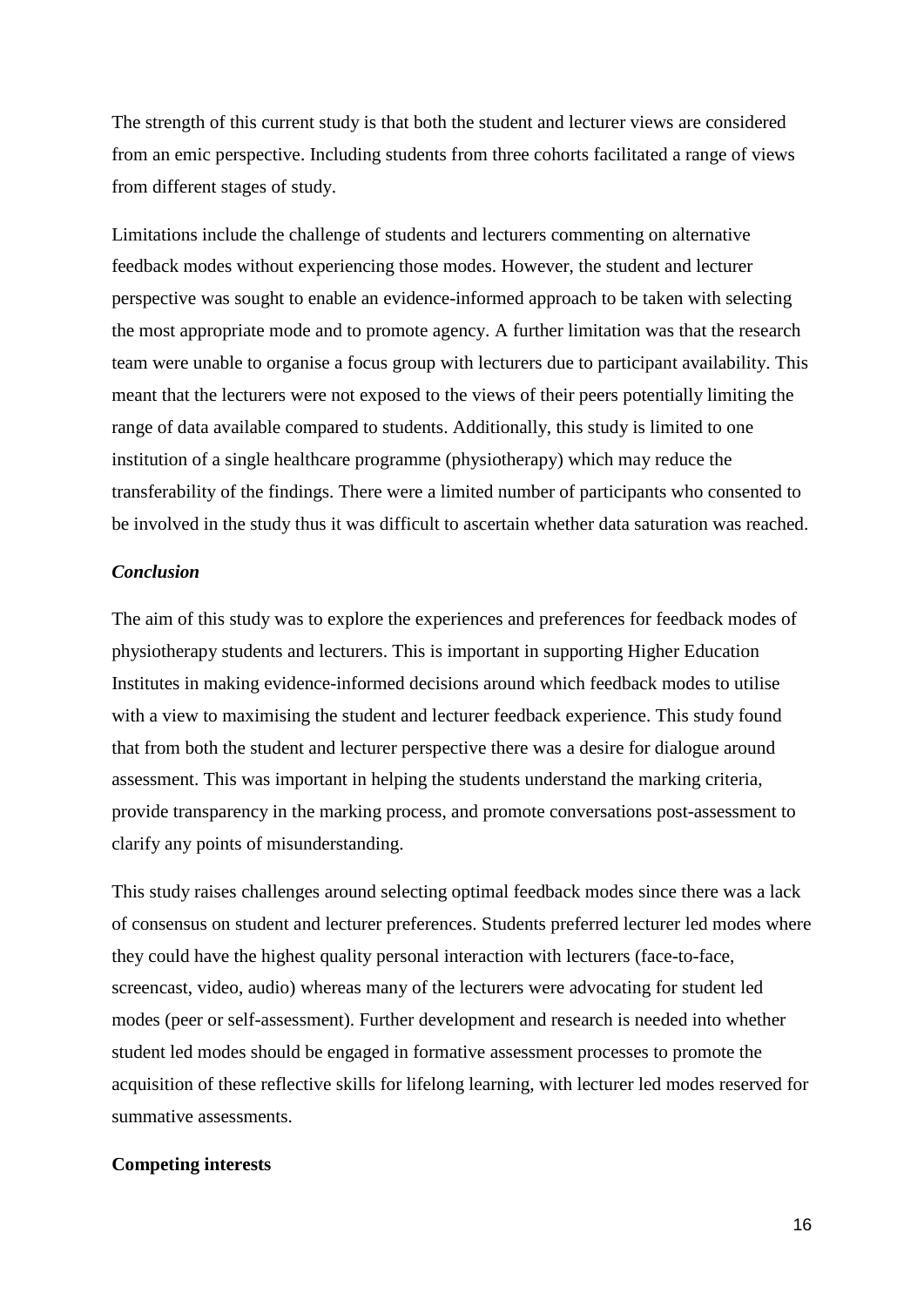The strength of this current study is that both the student and lecturer views are considered from an emic perspective. Including students from three cohorts facilitated a range of views from different stages of study.

Limitations include the challenge of students and lecturers commenting on alternative feedback modes without experiencing those modes. However, the student and lecturer perspective was sought to enable an evidence-informed approach to be taken with selecting the most appropriate mode and to promote agency. A further limitation was that the research team were unable to organise a focus group with lecturers due to participant availability. This meant that the lecturers were not exposed to the views of their peers potentially limiting the range of data available compared to students. Additionally, this study is limited to one institution of a single healthcare programme (physiotherapy) which may reduce the transferability of the findings. There were a limited number of participants who consented to be involved in the study thus it was difficult to ascertain whether data saturation was reached.

### *Conclusion*

The aim of this study was to explore the experiences and preferences for feedback modes of physiotherapy students and lecturers. This is important in supporting Higher Education Institutes in making evidence-informed decisions around which feedback modes to utilise with a view to maximising the student and lecturer feedback experience. This study found that from both the student and lecturer perspective there was a desire for dialogue around assessment. This was important in helping the students understand the marking criteria, provide transparency in the marking process, and promote conversations post-assessment to clarify any points of misunderstanding.

This study raises challenges around selecting optimal feedback modes since there was a lack of consensus on student and lecturer preferences. Students preferred lecturer led modes where they could have the highest quality personal interaction with lecturers (face-to-face, screencast, video, audio) whereas many of the lecturers were advocating for student led modes (peer or self-assessment). Further development and research is needed into whether student led modes should be engaged in formative assessment processes to promote the acquisition of these reflective skills for lifelong learning, with lecturer led modes reserved for summative assessments.

### **Competing interests**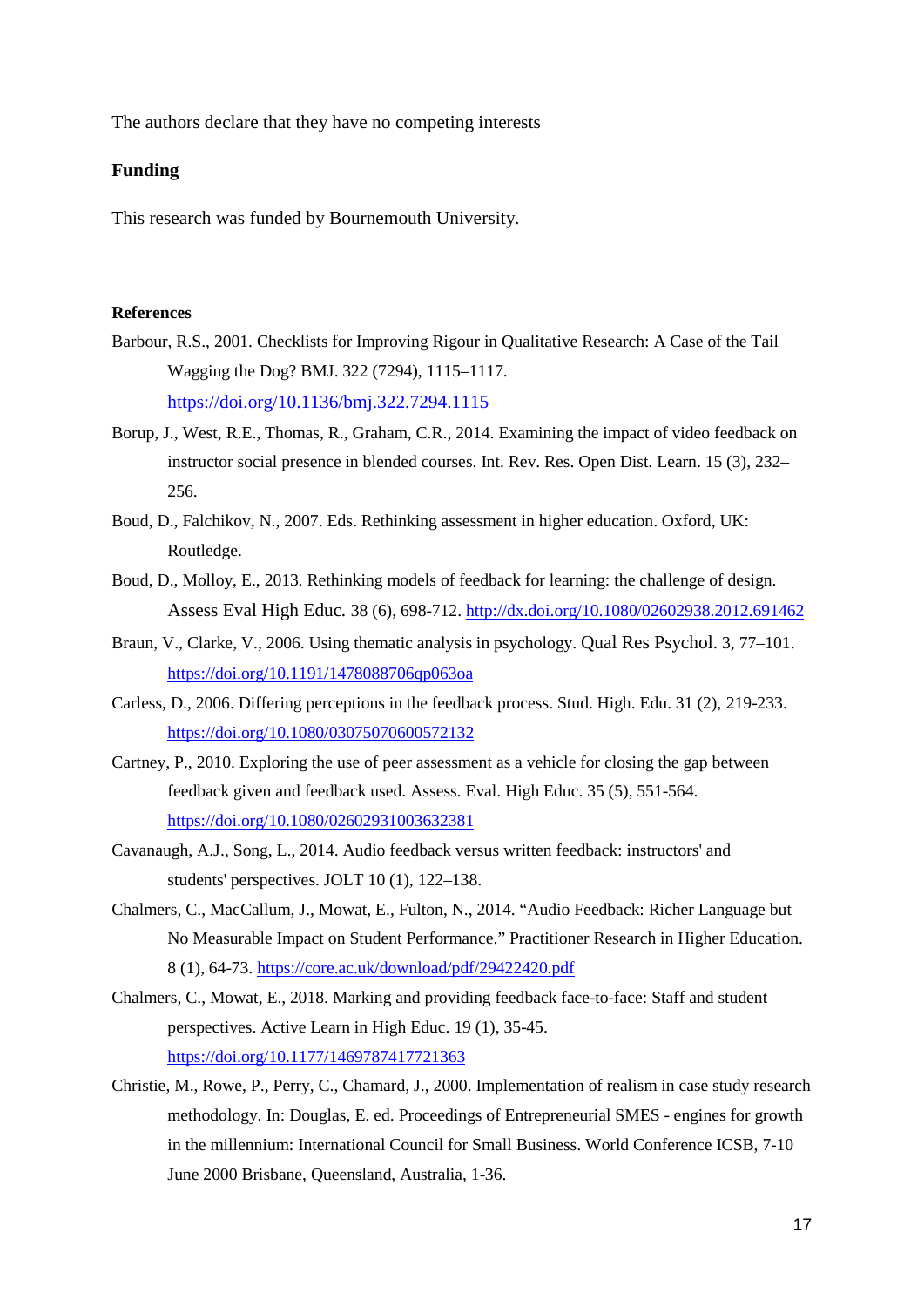The authors declare that they have no competing interests

**Funding**

This research was funded by Bournemouth University.

**References**

Barbour, R.S., 2001. Checklists for Improving Rigour in Qualitative Research: A Case of the Tail Wagging the Dog? BMJ. 322 (7294), 1115–1117. https://doi.org/10.1136/bmj.322.7294.1115

Borup, J., West, R.E., Thomas, R., Graham, C.R., 2014. Examining the impact of video feedback on instructor social presence in blended courses. Int. Rev. Res. Open Dist. Learn. 15 (3), 232–256.

Boud, D., Falchikov, N., 2007. Eds. Rethinking assessment in higher education. Oxford, UK: Routledge.

Boud, D., Molloy, E., 2013. Rethinking models of feedback for learning: the challenge of design. Assess Eval High Educ. 38 (6), 698-712. http://dx.doi.org/10.1080/02602938.2012.691462

Braun, V., Clarke, V., 2006. Using thematic analysis in psychology. Qual Res Psychol. 3, 77–101. https://doi.org/10.1191/1478088706qp063oa

Carless, D., 2006. Differing perceptions in the feedback process. Stud. High. Edu. 31 (2), 219-233. https://doi.org/10.1080/03075070600572132

Cartney, P., 2010. Exploring the use of peer assessment as a vehicle for closing the gap between feedback given and feedback used. Assess. Eval. High Educ. 35 (5), 551-564. https://doi.org/10.1080/02602931003632381

Cavanaugh, A.J., Song, L., 2014. Audio feedback versus written feedback: instructors' and students' perspectives. JOLT 10 (1), 122–138.

Chalmers, C., MacCallum, J., Mowat, E., Fulton, N., 2014. "Audio Feedback: Richer Language but No Measurable Impact on Student Performance." Practitioner Research in Higher Education. 8 (1), 64-73. https://core.ac.uk/download/pdf/29422420.pdf

Chalmers, C., Mowat, E., 2018. Marking and providing feedback face-to-face: Staff and student perspectives. Active Learn in High Educ. 19 (1), 35-45. https://doi.org/10.1177/1469787417721363

Christie, M., Rowe, P., Perry, C., Chamard, J., 2000. Implementation of realism in case study research methodology. In: Douglas, E. ed. Proceedings of Entrepreneurial SMES - engines for growth in the millennium: International Council for Small Business. World Conference ICSB, 7-10 June 2000 Brisbane, Queensland, Australia, 1-36.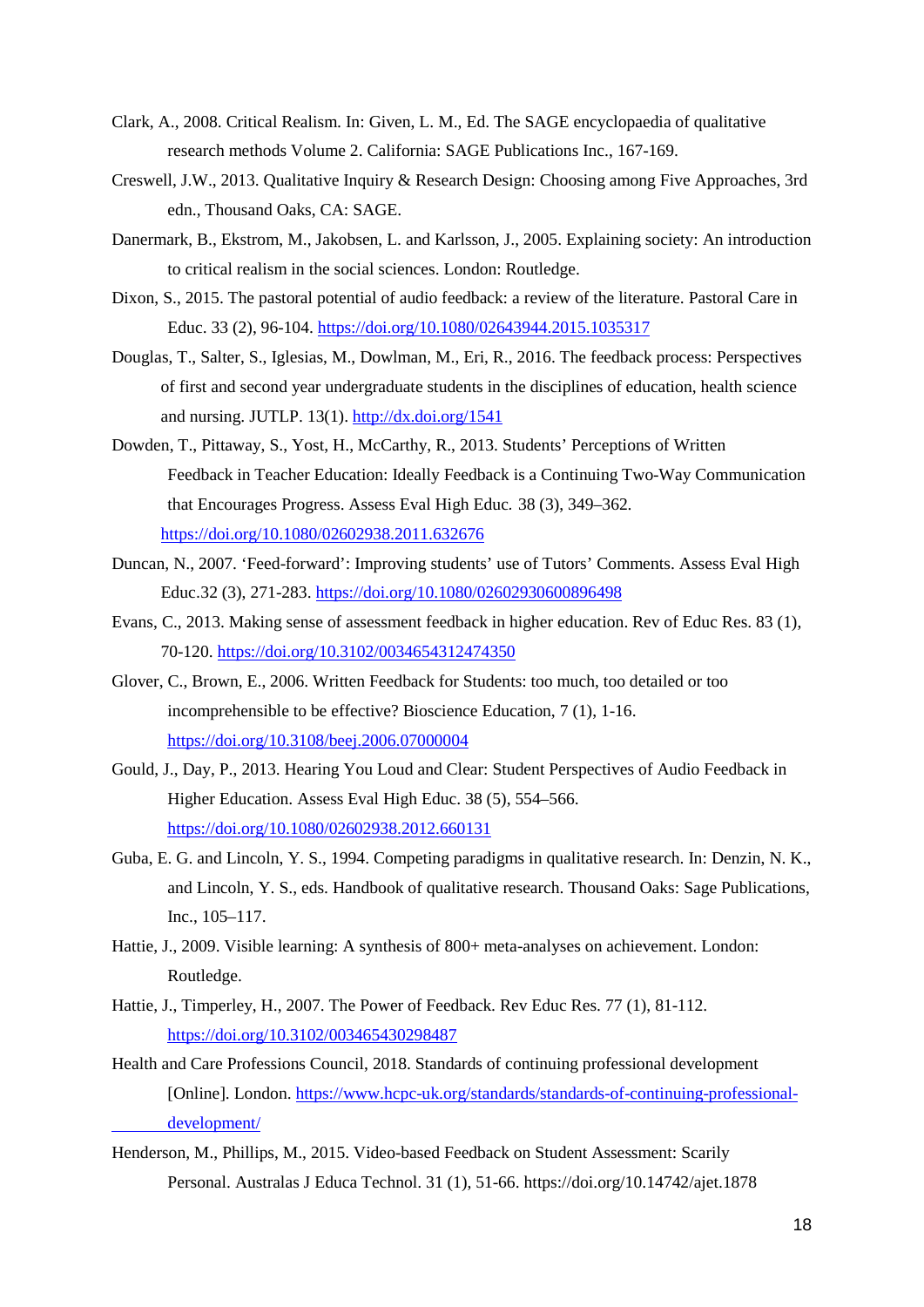Clark, A., 2008. Critical Realism. In: Given, L. M., Ed. The SAGE encyclopaedia of qualitative research methods Volume 2. California: SAGE Publications Inc., 167-169.

Creswell, J.W., 2013. Qualitative Inquiry & Research Design: Choosing among Five Approaches, 3rd edn., Thousand Oaks, CA: SAGE.

Danermark, B., Ekstrom, M., Jakobsen, L. and Karlsson, J., 2005. Explaining society: An introduction to critical realism in the social sciences. London: Routledge.

Dixon, S., 2015. The pastoral potential of audio feedback: a review of the literature. Pastoral Care in Educ. 33 (2), 96-104. https://doi.org/10.1080/02643944.2015.1035317

Douglas, T., Salter, S., Iglesias, M., Dowlman, M., Eri, R., 2016. The feedback process: Perspectives of first and second year undergraduate students in the disciplines of education, health science and nursing. JUTLP. 13(1). http://dx.doi.org/1541

Dowden, T., Pittaway, S., Yost, H., McCarthy, R., 2013. Students' Perceptions of Written Feedback in Teacher Education: Ideally Feedback is a Continuing Two-Way Communication that Encourages Progress. Assess Eval High Educ. 38 (3), 349–362. https://doi.org/10.1080/02602938.2011.632676

Duncan, N., 2007. 'Feed-forward': Improving students' use of Tutors' Comments. Assess Eval High Educ.32 (3), 271-283. https://doi.org/10.1080/02602930600896498

Evans, C., 2013. Making sense of assessment feedback in higher education. Rev of Educ Res. 83 (1), 70-120. https://doi.org/10.3102/0034654312474350

Glover, C., Brown, E., 2006. Written Feedback for Students: too much, too detailed or too incomprehensible to be effective? Bioscience Education, 7 (1), 1-16. https://doi.org/10.3108/beej.2006.07000004

Gould, J., Day, P., 2013. Hearing You Loud and Clear: Student Perspectives of Audio Feedback in Higher Education. Assess Eval High Educ. 38 (5), 554–566. https://doi.org/10.1080/02602938.2012.660131

Guba, E. G. and Lincoln, Y. S., 1994. Competing paradigms in qualitative research. In: Denzin, N. K., and Lincoln, Y. S., eds. Handbook of qualitative research. Thousand Oaks: Sage Publications, Inc., 105–117.

Hattie, J., 2009. Visible learning: A synthesis of 800+ meta-analyses on achievement. London: Routledge.

Hattie, J., Timperley, H., 2007. The Power of Feedback. Rev Educ Res. 77 (1), 81-112. https://doi.org/10.3102/003465430298487

Health and Care Professions Council, 2018. Standards of continuing professional development [Online]. London. https://www.hcpc-uk.org/standards/standards-of-continuing-professional-development/

Henderson, M., Phillips, M., 2015. Video-based Feedback on Student Assessment: Scarily Personal. Australas J Educa Technol. 31 (1), 51-66. https://doi.org/10.14742/ajet.1878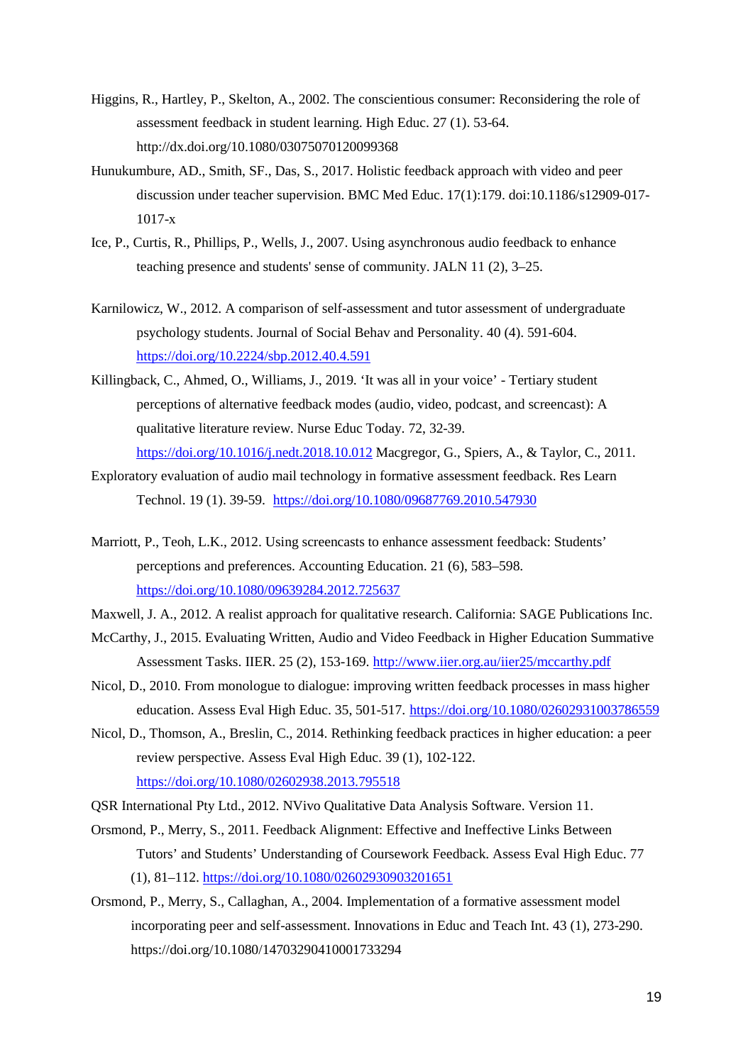Higgins, R., Hartley, P., Skelton, A., 2002. The conscientious consumer: Reconsidering the role of assessment feedback in student learning. High Educ. 27 (1). 53-64. http://dx.doi.org/10.1080/03075070120099368

Hunukumbure, AD., Smith, SF., Das, S., 2017. Holistic feedback approach with video and peer discussion under teacher supervision. BMC Med Educ. 17(1):179. doi:10.1186/s12909-017-1017-x

Ice, P., Curtis, R., Phillips, P., Wells, J., 2007. Using asynchronous audio feedback to enhance teaching presence and students' sense of community. JALN 11 (2), 3–25.

Karnilowicz, W., 2012. A comparison of self-assessment and tutor assessment of undergraduate psychology students. Journal of Social Behav and Personality. 40 (4). 591-604. https://doi.org/10.2224/sbp.2012.40.4.591

Killingback, C., Ahmed, O., Williams, J., 2019. 'It was all in your voice' - Tertiary student perceptions of alternative feedback modes (audio, video, podcast, and screencast): A qualitative literature review. Nurse Educ Today. 72, 32-39. https://doi.org/10.1016/j.nedt.2018.10.012 Macgregor, G., Spiers, A., & Taylor, C., 2011.

Exploratory evaluation of audio mail technology in formative assessment feedback. Res Learn Technol. 19 (1). 39-59. https://doi.org/10.1080/09687769.2010.547930

Marriott, P., Teoh, L.K., 2012. Using screencasts to enhance assessment feedback: Students' perceptions and preferences. Accounting Education. 21 (6), 583–598. https://doi.org/10.1080/09639284.2012.725637

Maxwell, J. A., 2012. A realist approach for qualitative research. California: SAGE Publications Inc.

McCarthy, J., 2015. Evaluating Written, Audio and Video Feedback in Higher Education Summative Assessment Tasks. IIER. 25 (2), 153-169. http://www.iier.org.au/iier25/mccarthy.pdf

Nicol, D., 2010. From monologue to dialogue: improving written feedback processes in mass higher education. Assess Eval High Educ. 35, 501-517. https://doi.org/10.1080/02602931003786559

Nicol, D., Thomson, A., Breslin, C., 2014. Rethinking feedback practices in higher education: a peer review perspective. Assess Eval High Educ. 39 (1), 102-122. https://doi.org/10.1080/02602938.2013.795518

QSR International Pty Ltd., 2012. NVivo Qualitative Data Analysis Software. Version 11.

Orsmond, P., Merry, S., 2011. Feedback Alignment: Effective and Ineffective Links Between Tutors' and Students' Understanding of Coursework Feedback. Assess Eval High Educ. 77 (1), 81–112. https://doi.org/10.1080/02602930903201651

Orsmond, P., Merry, S., Callaghan, A., 2004. Implementation of a formative assessment model incorporating peer and self-assessment. Innovations in Educ and Teach Int. 43 (1), 273-290. https://doi.org/10.1080/14703290410001733294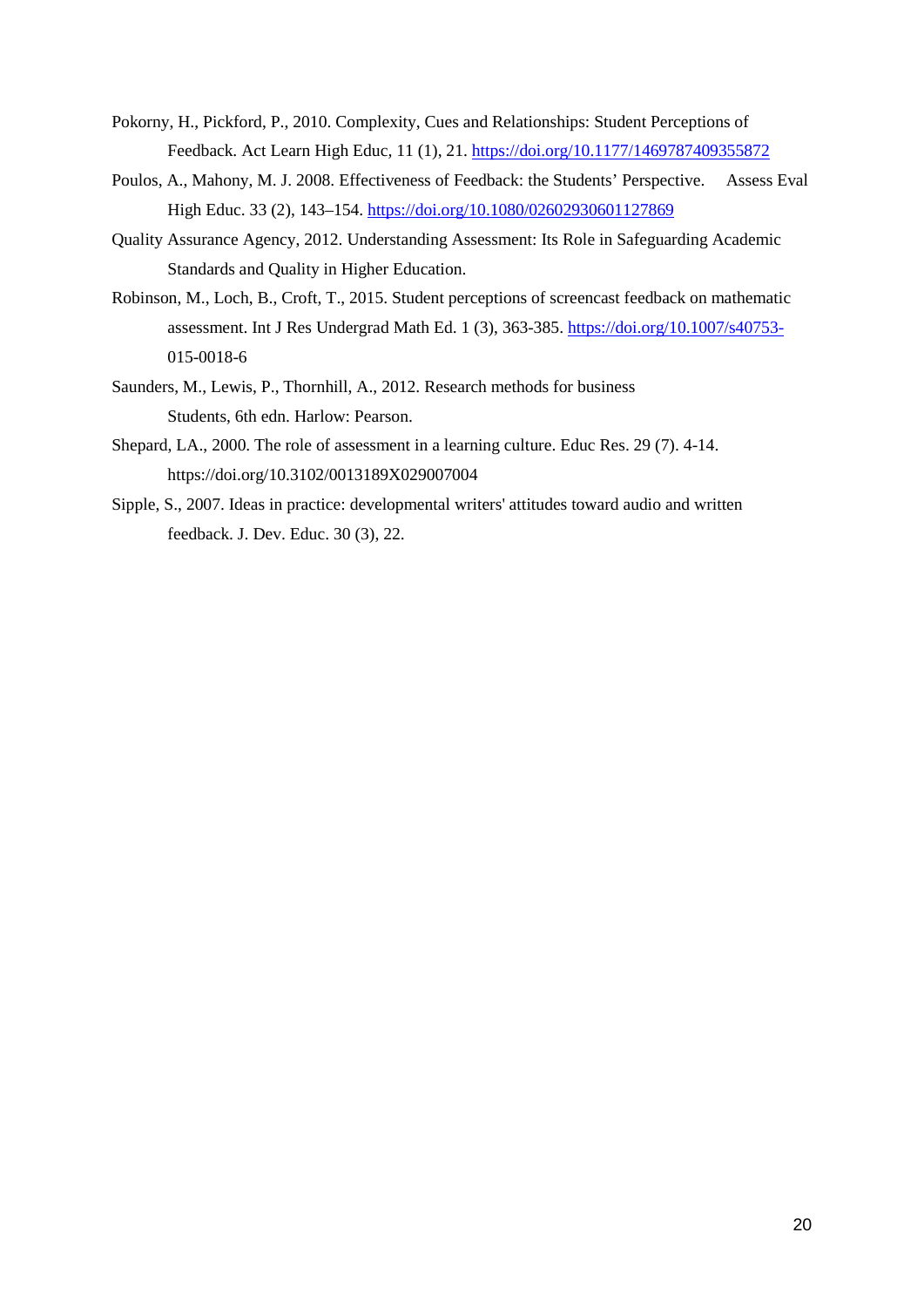Pokorny, H., Pickford, P., 2010. Complexity, Cues and Relationships: Student Perceptions of Feedback. Act Learn High Educ, 11 (1), 21. https://doi.org/10.1177/1469787409355872

Poulos, A., Mahony, M. J. 2008. Effectiveness of Feedback: the Students' Perspective. Assess Eval High Educ. 33 (2), 143–154. https://doi.org/10.1080/02602930601127869

Quality Assurance Agency, 2012. Understanding Assessment: Its Role in Safeguarding Academic Standards and Quality in Higher Education.

Robinson, M., Loch, B., Croft, T., 2015. Student perceptions of screencast feedback on mathematic assessment. Int J Res Undergrad Math Ed. 1 (3), 363-385. https://doi.org/10.1007/s40753-015-0018-6

Saunders, M., Lewis, P., Thornhill, A., 2012. Research methods for business Students, 6th edn. Harlow: Pearson.

Shepard, LA., 2000. The role of assessment in a learning culture. Educ Res. 29 (7). 4-14. https://doi.org/10.3102/0013189X029007004

Sipple, S., 2007. Ideas in practice: developmental writers' attitudes toward audio and written feedback. J. Dev. Educ. 30 (3), 22.